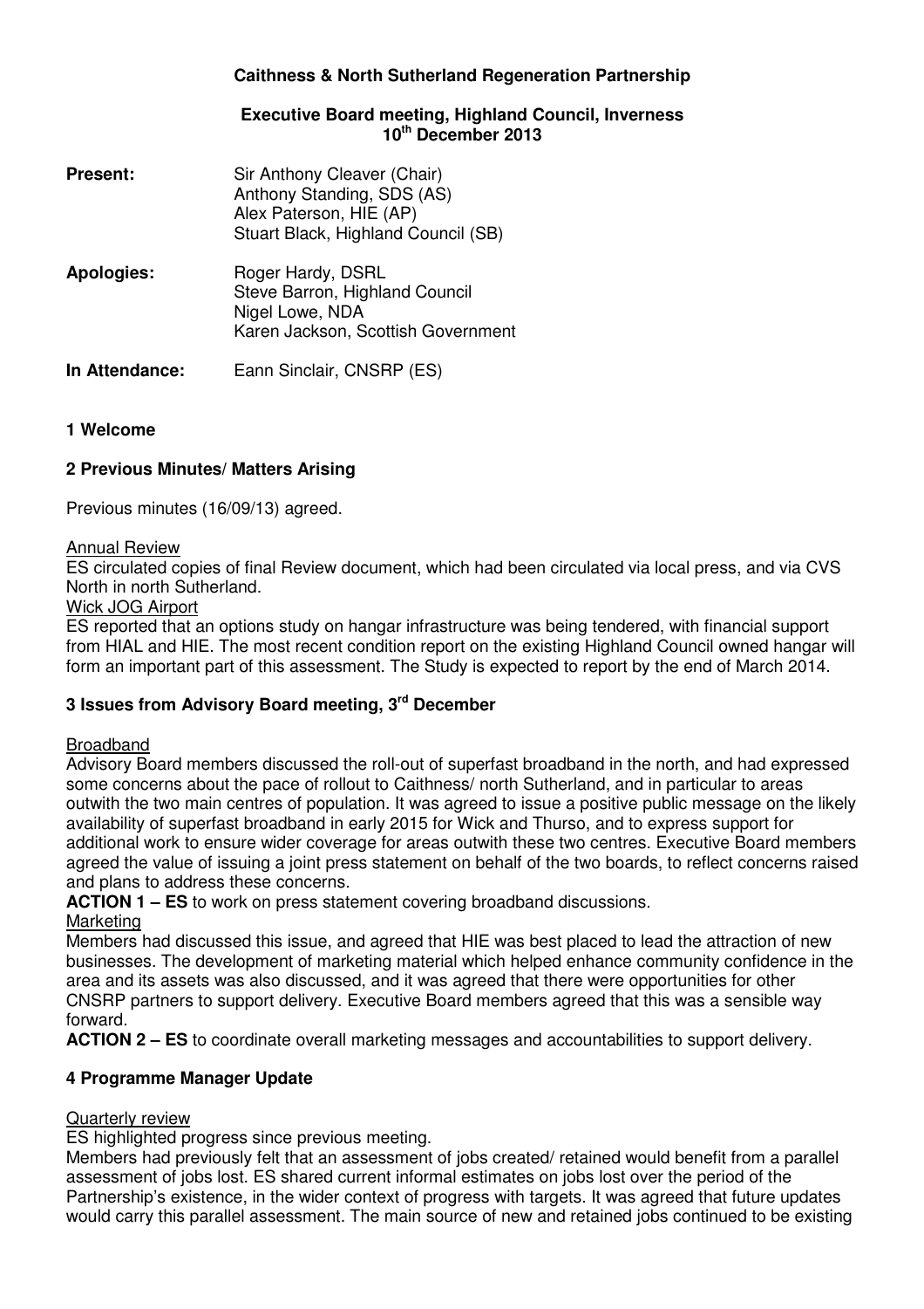**Caithness & North Sutherland Regeneration Partnership**

**Executive Board meeting, Highland Council, Inverness**
**10th December 2013**

**Present:** Sir Anthony Cleaver (Chair)
Anthony Standing, SDS (AS)
Alex Paterson, HIE (AP)
Stuart Black, Highland Council (SB)

**Apologies:** Roger Hardy, DSRL
Steve Barron, Highland Council
Nigel Lowe, NDA
Karen Jackson, Scottish Government

**In Attendance:** Eann Sinclair, CNSRP (ES)

## 1 Welcome

## 2 Previous Minutes/ Matters Arising

Previous minutes (16/09/13) agreed.

Annual Review

ES circulated copies of final Review document, which had been circulated via local press, and via CVS North in north Sutherland.

Wick JOG Airport

ES reported that an options study on hangar infrastructure was being tendered, with financial support from HIAL and HIE. The most recent condition report on the existing Highland Council owned hangar will form an important part of this assessment. The Study is expected to report by the end of March 2014.

## 3 Issues from Advisory Board meeting, 3rd December

Broadband

Advisory Board members discussed the roll-out of superfast broadband in the north, and had expressed some concerns about the pace of rollout to Caithness/ north Sutherland, and in particular to areas outwith the two main centres of population. It was agreed to issue a positive public message on the likely availability of superfast broadband in early 2015 for Wick and Thurso, and to express support for additional work to ensure wider coverage for areas outwith these two centres. Executive Board members agreed the value of issuing a joint press statement on behalf of the two boards, to reflect concerns raised and plans to address these concerns.

**ACTION 1 – ES** to work on press statement covering broadband discussions.

Marketing

Members had discussed this issue, and agreed that HIE was best placed to lead the attraction of new businesses. The development of marketing material which helped enhance community confidence in the area and its assets was also discussed, and it was agreed that there were opportunities for other CNSRP partners to support delivery. Executive Board members agreed that this was a sensible way forward.

**ACTION 2 – ES** to coordinate overall marketing messages and accountabilities to support delivery.

## 4 Programme Manager Update

Quarterly review

ES highlighted progress since previous meeting.

Members had previously felt that an assessment of jobs created/ retained would benefit from a parallel assessment of jobs lost. ES shared current informal estimates on jobs lost over the period of the Partnership's existence, in the wider context of progress with targets. It was agreed that future updates would carry this parallel assessment. The main source of new and retained jobs continued to be existing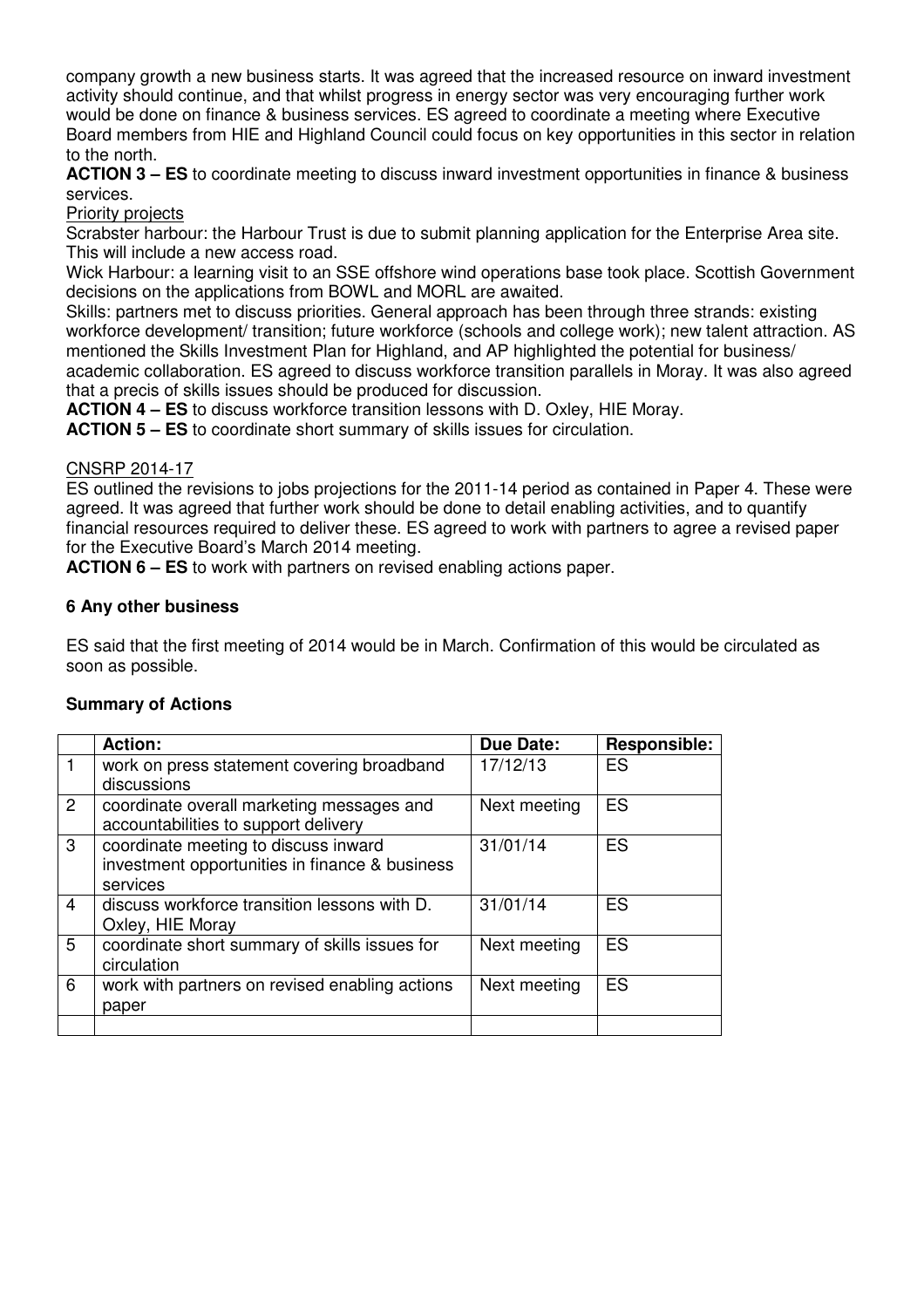company growth a new business starts. It was agreed that the increased resource on inward investment activity should continue, and that whilst progress in energy sector was very encouraging further work would be done on finance & business services. ES agreed to coordinate a meeting where Executive Board members from HIE and Highland Council could focus on key opportunities in this sector in relation to the north.

**ACTION 3 – ES** to coordinate meeting to discuss inward investment opportunities in finance & business services.

Priority projects

Scrabster harbour: the Harbour Trust is due to submit planning application for the Enterprise Area site. This will include a new access road.

Wick Harbour: a learning visit to an SSE offshore wind operations base took place. Scottish Government decisions on the applications from BOWL and MORL are awaited.

Skills: partners met to discuss priorities. General approach has been through three strands: existing workforce development/ transition; future workforce (schools and college work); new talent attraction. AS mentioned the Skills Investment Plan for Highland, and AP highlighted the potential for business/ academic collaboration. ES agreed to discuss workforce transition parallels in Moray. It was also agreed that a precis of skills issues should be produced for discussion.

**ACTION 4 – ES** to discuss workforce transition lessons with D. Oxley, HIE Moray.

**ACTION 5 – ES** to coordinate short summary of skills issues for circulation.

CNSRP 2014-17

ES outlined the revisions to jobs projections for the 2011-14 period as contained in Paper 4. These were agreed. It was agreed that further work should be done to detail enabling activities, and to quantify financial resources required to deliver these. ES agreed to work with partners to agree a revised paper for the Executive Board's March 2014 meeting.

**ACTION 6 – ES** to work with partners on revised enabling actions paper.

**6 Any other business**

ES said that the first meeting of 2014 would be in March. Confirmation of this would be circulated as soon as possible.

**Summary of Actions**

| | Action: | Due Date: | Responsible: |
|---|---|---|---|
| 1 | work on press statement covering broadband discussions | 17/12/13 | ES |
| 2 | coordinate overall marketing messages and accountabilities to support delivery | Next meeting | ES |
| 3 | coordinate meeting to discuss inward investment opportunities in finance & business services | 31/01/14 | ES |
| 4 | discuss workforce transition lessons with D. Oxley, HIE Moray | 31/01/14 | ES |
| 5 | coordinate short summary of skills issues for circulation | Next meeting | ES |
| 6 | work with partners on revised enabling actions paper | Next meeting | ES |
| | | | |